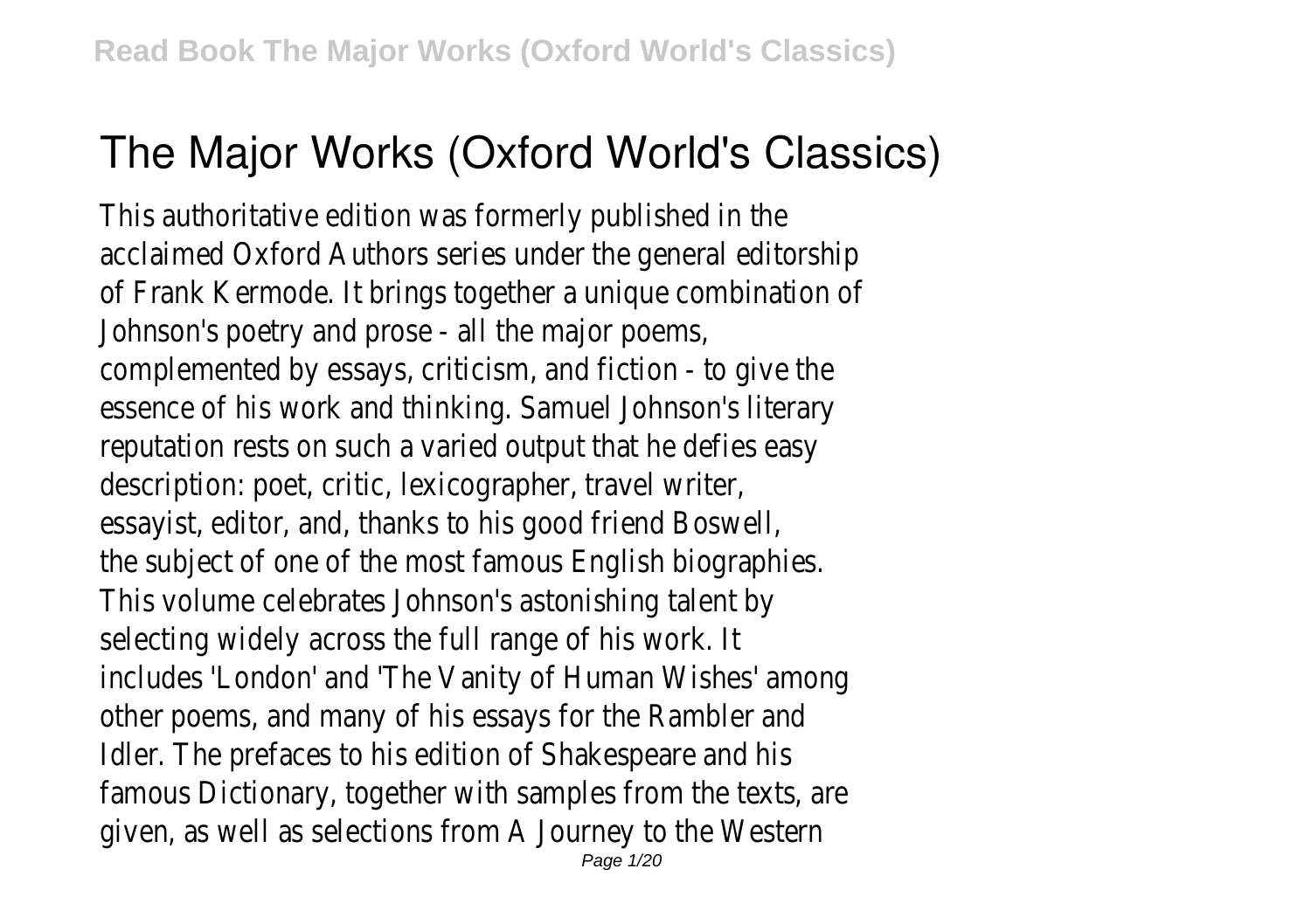# The Major Works (Oxford World's Classics)

This authoritative edition was formerly published in the acclaimed Oxford Authors series under the general editorship of Frank Kermode. It brings together a unique combination of Johnson's poetry and prose - all the major poems, complemented by essays, criticism, and fiction - to give the essence of his work and thinking. Samuel Johnson's literary reputation rests on such a varied output that he defies easy description: poet, critic, lexicographer, travel writer, essayist, editor, and, thanks to his good friend Boswell, the subject of one of the most famous English biographies. This volume celebrates Johnson's astonishing talent by selecting widely across the full range of his work. It includes 'London' and 'The Vanity of Human Wishes' among other poems, and many of his essays for the Rambler and Idler. The prefaces to his edition of Shakespeare and his famous Dictionary, together with samples from the texts, are given, as well as selections from A Journey to the Western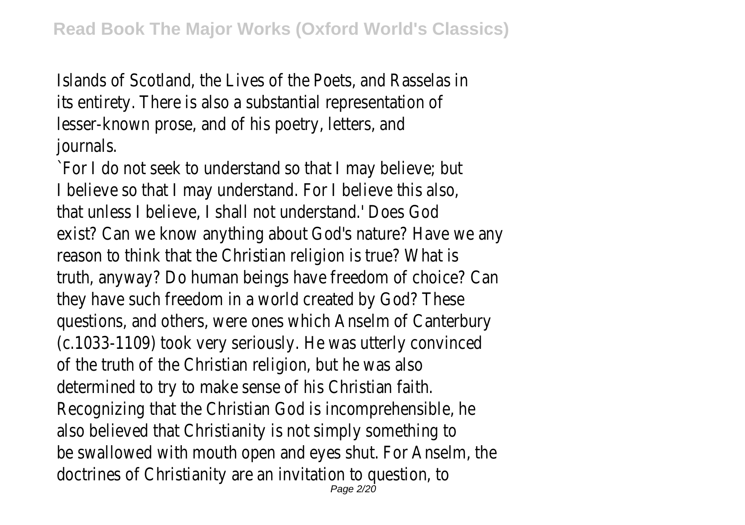Islands of Scotland, the Lives of the Poets, and Rasselas in its entirety. There is also a substantial representation of lesser-known prose, and of his poetry, letters, and journals.

`For I do not seek to understand so that I may believe; but I believe so that I may understand. For I believe this also, that unless I believe, I shall not understand.' Does God exist? Can we know anything about God's nature? Have we any reason to think that the Christian religion is true? What is truth, anyway? Do human beings have freedom of choice? Can they have such freedom in a world created by God? These questions, and others, were ones which Anselm of Canterbury (c.1033-1109) took very seriously. He was utterly convinced of the truth of the Christian religion, but he was also determined to try to make sense of his Christian faith. Recognizing that the Christian God is incomprehensible, he also believed that Christianity is not simply something to be swallowed with mouth open and eyes shut. For Anselm, the doctrines of Christianity are an invitation to question, to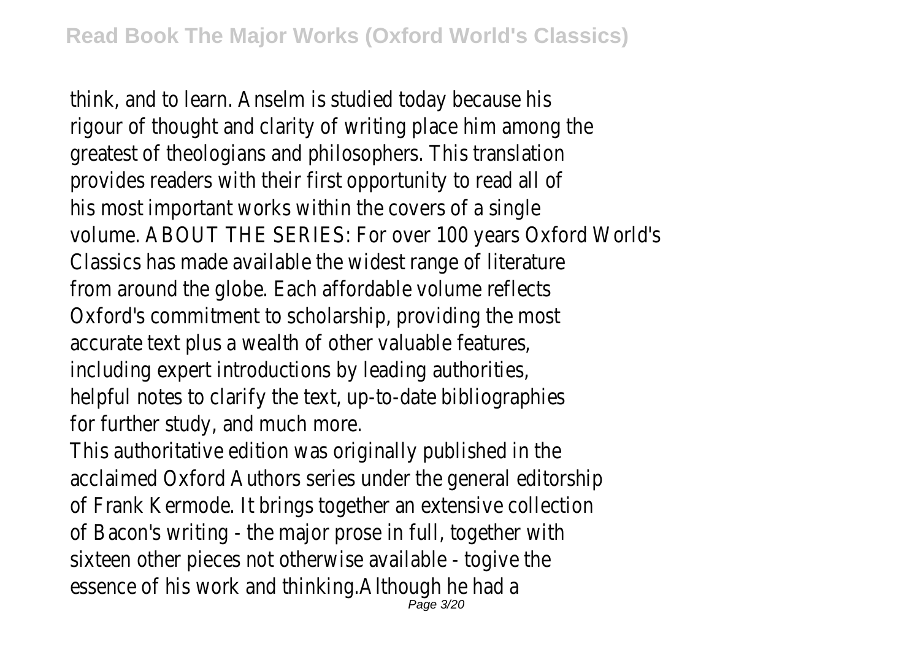think, and to learn. Anselm is studied today because his rigour of thought and clarity of writing place him among the greatest of theologians and philosophers. This translation provides readers with their first opportunity to read all of his most important works within the covers of a single volume. ABOUT THE SERIES: For over 100 years Oxford World's Classics has made available the widest range of literature from around the globe. Each affordable volume reflects Oxford's commitment to scholarship, providing the most accurate text plus a wealth of other valuable features, including expert introductions by leading authorities, helpful notes to clarify the text, up-to-date bibliographies for further study, and much more.

This authoritative edition was originally published in the acclaimed Oxford Authors series under the general editorship of Frank Kermode. It brings together an extensive collection of Bacon's writing - the major prose in full, together with sixteen other pieces not otherwise available - togive the essence of his work and thinking.Although he had a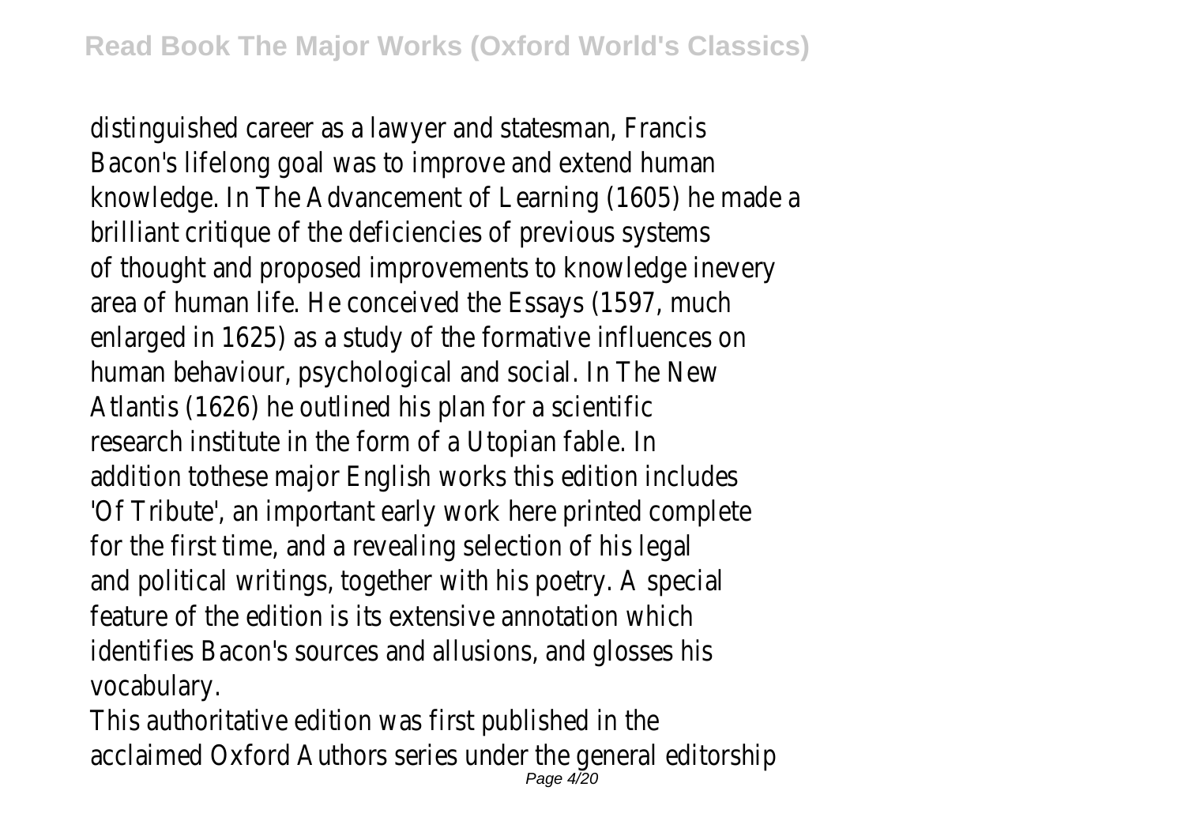distinguished career as a lawyer and statesman, Francis Bacon's lifelong goal was to improve and extend human knowledge. In The Advancement of Learning (1605) he made a brilliant critique of the deficiencies of previous systems of thought and proposed improvements to knowledge inevery area of human life. He conceived the Essays (1597, much enlarged in 1625) as a study of the formative influences on human behaviour, psychological and social. In The New Atlantis (1626) he outlined his plan for a scientific research institute in the form of a Utopian fable. In addition tothese major English works this edition includes 'Of Tribute', an important early work here printed complete for the first time, and a revealing selection of his legal and political writings, together with his poetry. A special feature of the edition is its extensive annotation which identifies Bacon's sources and allusions, and glosses his vocabulary.

This authoritative edition was first published in the acclaimed Oxford Authors series under the general editorship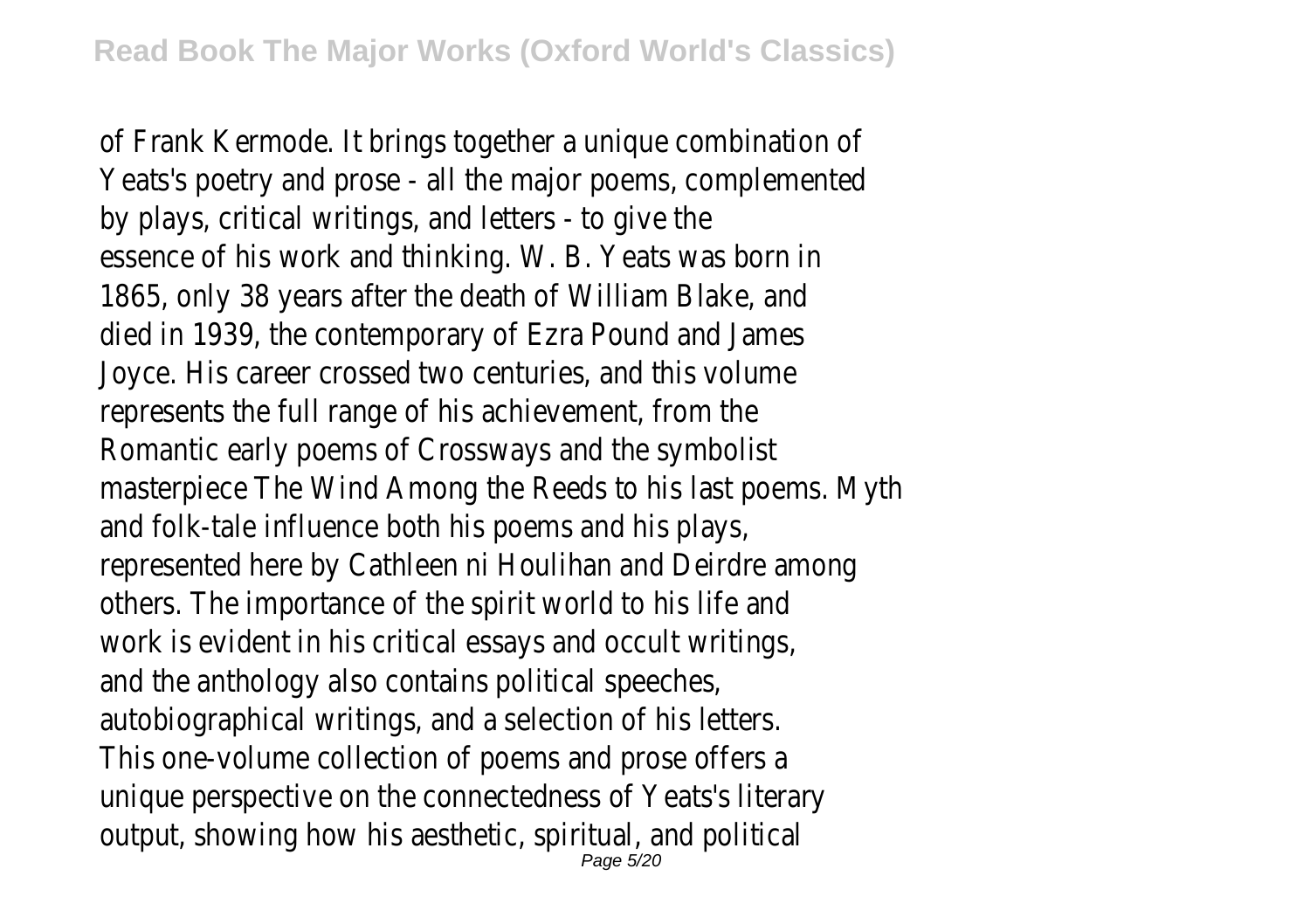of Frank Kermode. It brings together a unique combination of Yeats's poetry and prose - all the major poems, complemented by plays, critical writings, and letters - to give the essence of his work and thinking. W. B. Yeats was born in 1865, only 38 years after the death of William Blake, and died in 1939, the contemporary of Ezra Pound and James Joyce. His career crossed two centuries, and this volume represents the full range of his achievement, from the Romantic early poems of Crossways and the symbolist masterpiece The Wind Among the Reeds to his last poems. Myth and folk-tale influence both his poems and his plays, represented here by Cathleen ni Houlihan and Deirdre among others. The importance of the spirit world to his life and work is evident in his critical essays and occult writings, and the anthology also contains political speeches, autobiographical writings, and a selection of his letters. This one-volume collection of poems and prose offers a unique perspective on the connectedness of Yeats's literary output, showing how his aesthetic, spiritual, and political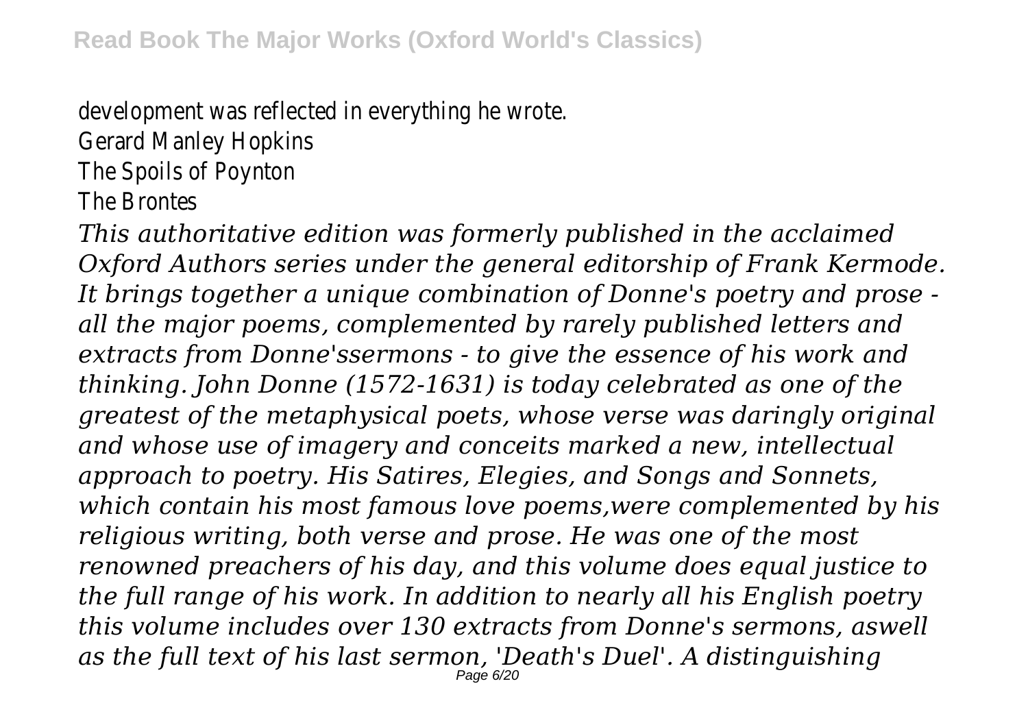development was reflected in everything he wrote.
Gerard Manley Hopkins
The Spoils of Poynton
The Brontes

*This authoritative edition was formerly published in the acclaimed Oxford Authors series under the general editorship of Frank Kermode. It brings together a unique combination of Donne's poetry and prose - all the major poems, complemented by rarely published letters and extracts from Donne'ssermons - to give the essence of his work and thinking. John Donne (1572-1631) is today celebrated as one of the greatest of the metaphysical poets, whose verse was daringly original and whose use of imagery and conceits marked a new, intellectual approach to poetry. His Satires, Elegies, and Songs and Sonnets, which contain his most famous love poems,were complemented by his religious writing, both verse and prose. He was one of the most renowned preachers of his day, and this volume does equal justice to the full range of his work. In addition to nearly all his English poetry this volume includes over 130 extracts from Donne's sermons, aswell as the full text of his last sermon, 'Death's Duel'. A distinguishing*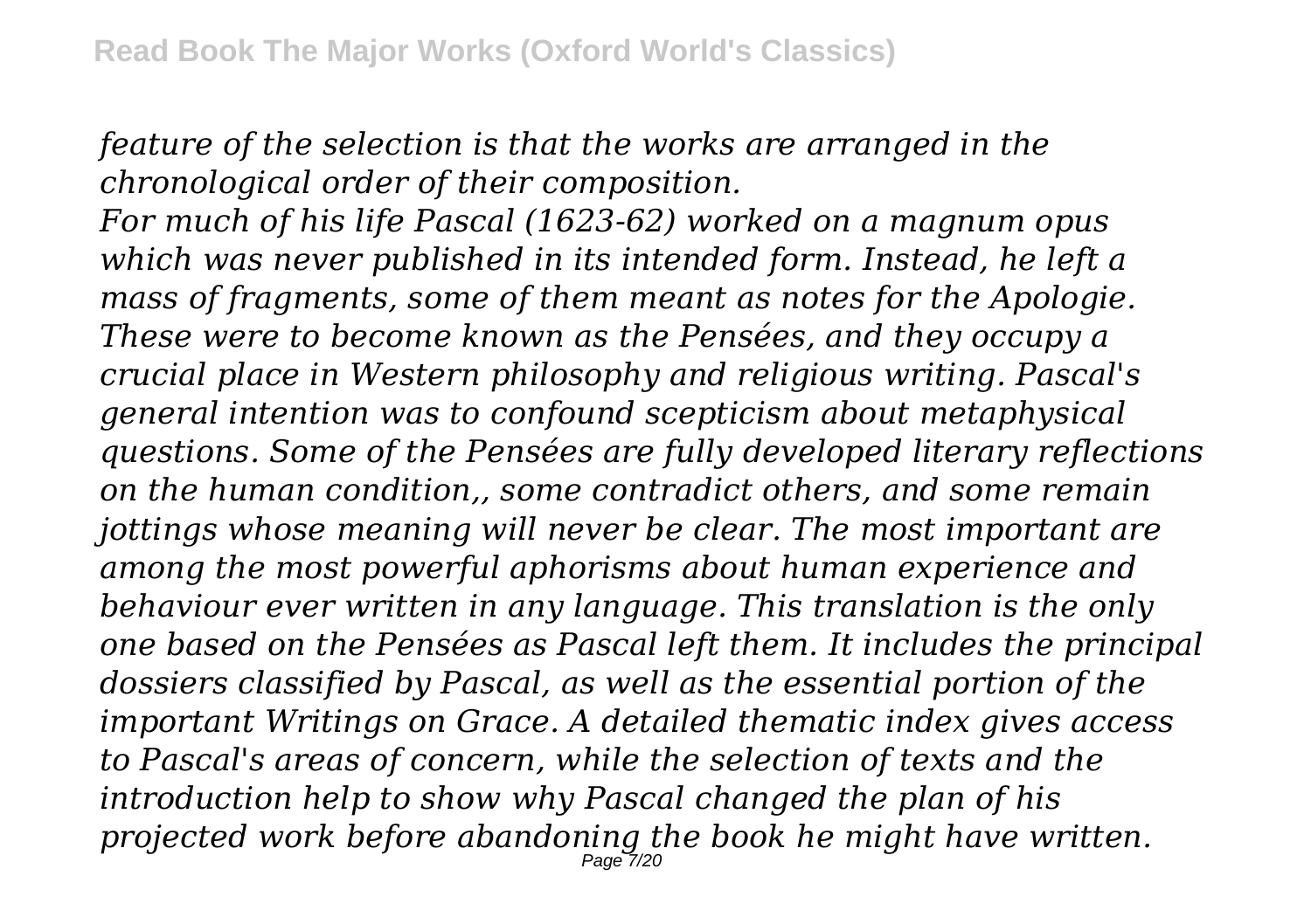*feature of the selection is that the works are arranged in the chronological order of their composition.*

*For much of his life Pascal (1623-62) worked on a magnum opus which was never published in its intended form. Instead, he left a mass of fragments, some of them meant as notes for the Apologie. These were to become known as the Pensées, and they occupy a crucial place in Western philosophy and religious writing. Pascal's general intention was to confound scepticism about metaphysical questions. Some of the Pensées are fully developed literary reflections on the human condition,, some contradict others, and some remain jottings whose meaning will never be clear. The most important are among the most powerful aphorisms about human experience and behaviour ever written in any language. This translation is the only one based on the Pensées as Pascal left them. It includes the principal dossiers classified by Pascal, as well as the essential portion of the important Writings on Grace. A detailed thematic index gives access to Pascal's areas of concern, while the selection of texts and the introduction help to show why Pascal changed the plan of his projected work before abandoning the book he might have written.*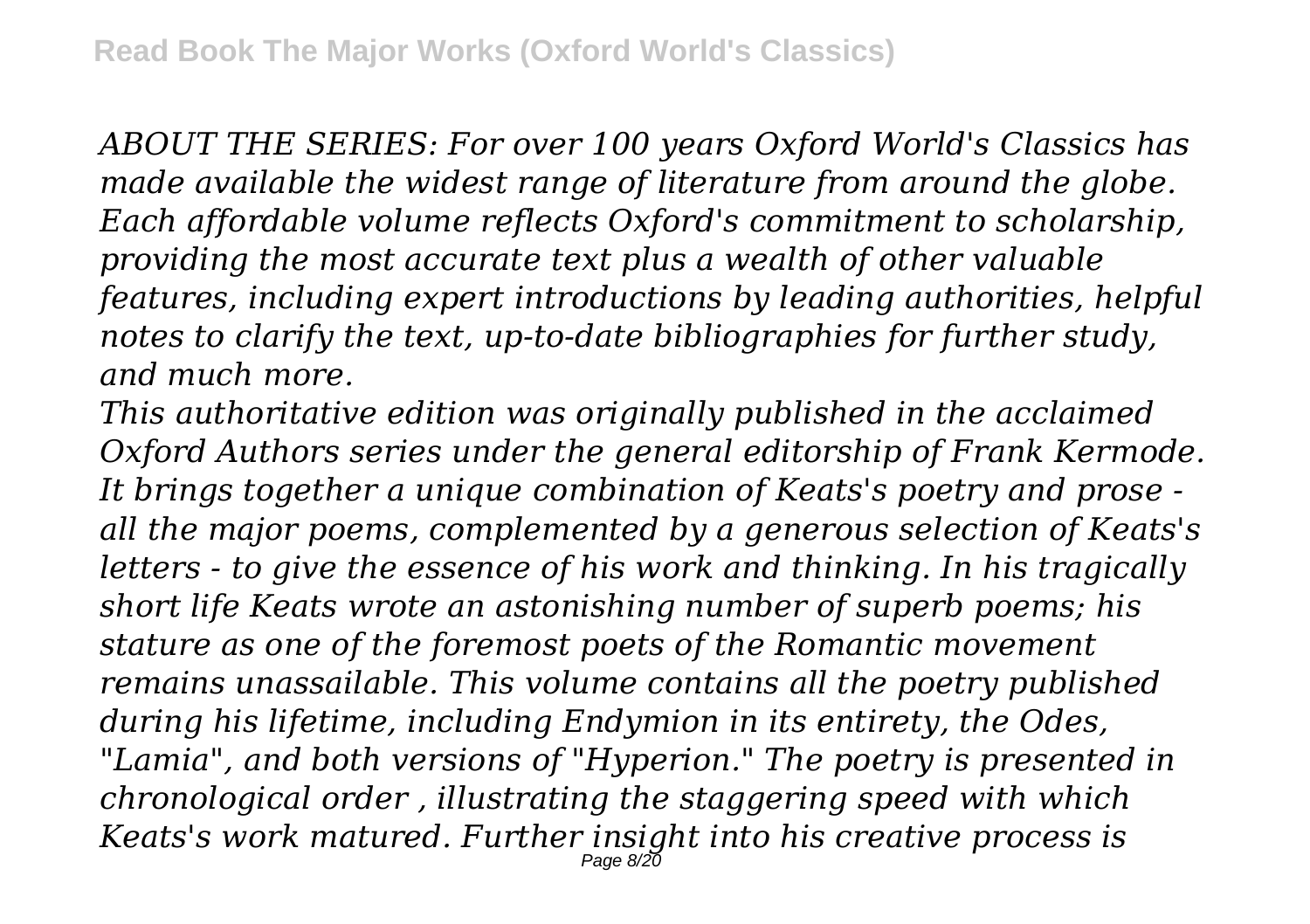*ABOUT THE SERIES: For over 100 years Oxford World's Classics has made available the widest range of literature from around the globe. Each affordable volume reflects Oxford's commitment to scholarship, providing the most accurate text plus a wealth of other valuable features, including expert introductions by leading authorities, helpful notes to clarify the text, up-to-date bibliographies for further study, and much more.*

*This authoritative edition was originally published in the acclaimed Oxford Authors series under the general editorship of Frank Kermode. It brings together a unique combination of Keats's poetry and prose - all the major poems, complemented by a generous selection of Keats's letters - to give the essence of his work and thinking. In his tragically short life Keats wrote an astonishing number of superb poems; his stature as one of the foremost poets of the Romantic movement remains unassailable. This volume contains all the poetry published during his lifetime, including Endymion in its entirety, the Odes, "Lamia", and both versions of "Hyperion." The poetry is presented in chronological order , illustrating the staggering speed with which Keats's work matured. Further insight into his creative process is*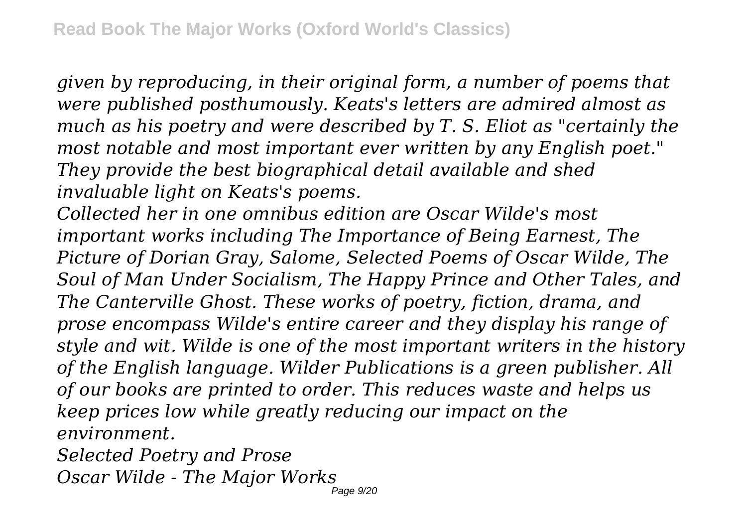*given by reproducing, in their original form, a number of poems that were published posthumously. Keats's letters are admired almost as much as his poetry and were described by T. S. Eliot as "certainly the most notable and most important ever written by any English poet." They provide the best biographical detail available and shed invaluable light on Keats's poems.*

*Collected her in one omnibus edition are Oscar Wilde's most important works including The Importance of Being Earnest, The Picture of Dorian Gray, Salome, Selected Poems of Oscar Wilde, The Soul of Man Under Socialism, The Happy Prince and Other Tales, and The Canterville Ghost. These works of poetry, fiction, drama, and prose encompass Wilde's entire career and they display his range of style and wit. Wilde is one of the most important writers in the history of the English language. Wilder Publications is a green publisher. All of our books are printed to order. This reduces waste and helps us keep prices low while greatly reducing our impact on the environment.*

*Selected Poetry and Prose*

*Oscar Wilde - The Major Works*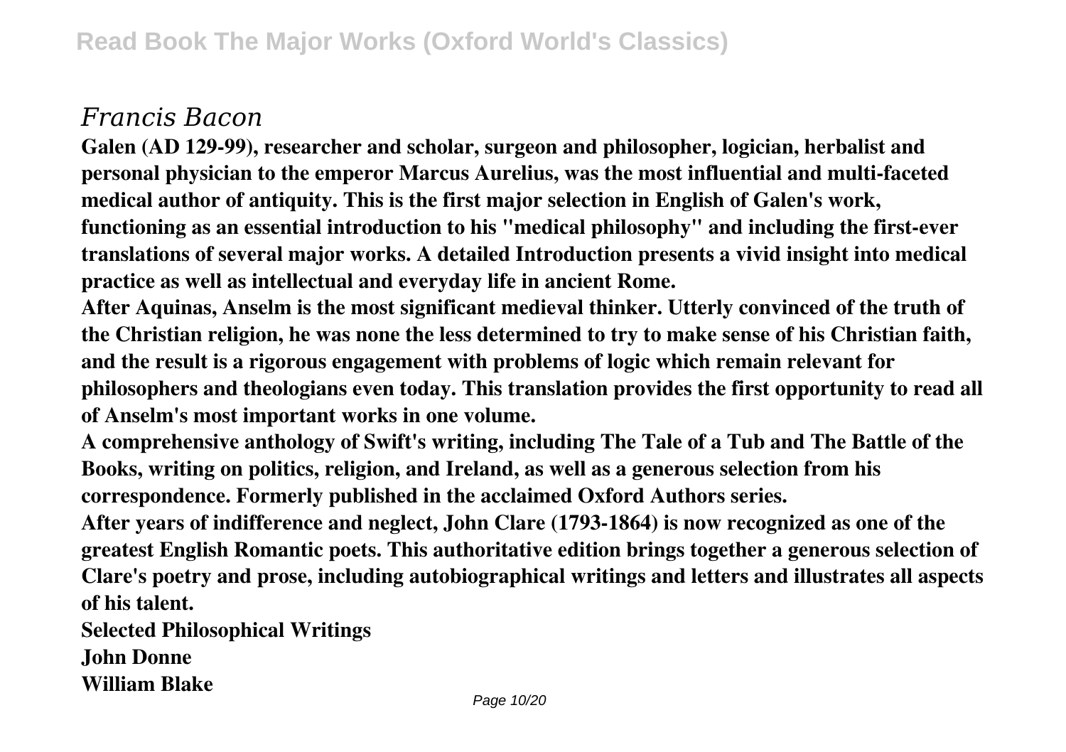*Francis Bacon*

**Galen (AD 129-99), researcher and scholar, surgeon and philosopher, logician, herbalist and personal physician to the emperor Marcus Aurelius, was the most influential and multi-faceted medical author of antiquity. This is the first major selection in English of Galen's work, functioning as an essential introduction to his "medical philosophy" and including the first-ever translations of several major works. A detailed Introduction presents a vivid insight into medical practice as well as intellectual and everyday life in ancient Rome.**

**After Aquinas, Anselm is the most significant medieval thinker. Utterly convinced of the truth of the Christian religion, he was none the less determined to try to make sense of his Christian faith, and the result is a rigorous engagement with problems of logic which remain relevant for philosophers and theologians even today. This translation provides the first opportunity to read all of Anselm's most important works in one volume.**

**A comprehensive anthology of Swift's writing, including The Tale of a Tub and The Battle of the Books, writing on politics, religion, and Ireland, as well as a generous selection from his correspondence. Formerly published in the acclaimed Oxford Authors series.**

**After years of indifference and neglect, John Clare (1793-1864) is now recognized as one of the greatest English Romantic poets. This authoritative edition brings together a generous selection of Clare's poetry and prose, including autobiographical writings and letters and illustrates all aspects of his talent.**

**Selected Philosophical Writings**

**John Donne**

**William Blake**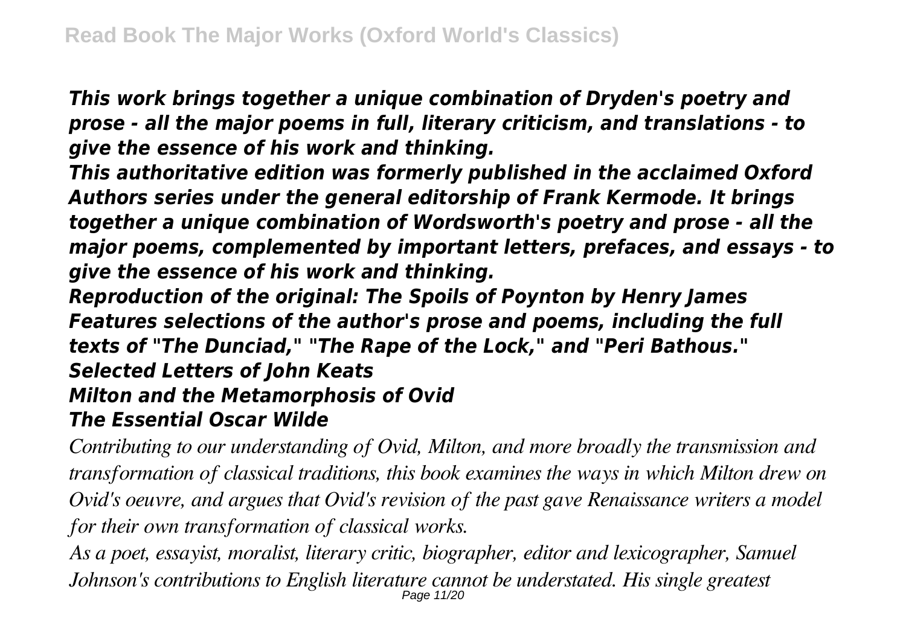*This work brings together a unique combination of Dryden's poetry and prose - all the major poems in full, literary criticism, and translations - to give the essence of his work and thinking.*

*This authoritative edition was formerly published in the acclaimed Oxford Authors series under the general editorship of Frank Kermode. It brings together a unique combination of Wordsworth's poetry and prose - all the major poems, complemented by important letters, prefaces, and essays - to give the essence of his work and thinking.*

*Reproduction of the original: The Spoils of Poynton by Henry James*

*Features selections of the author's prose and poems, including the full texts of "The Dunciad," "The Rape of the Lock," and "Peri Bathous."*

***Selected Letters of John Keats***

***Milton and the Metamorphosis of Ovid***

***The Essential Oscar Wilde***

*Contributing to our understanding of Ovid, Milton, and more broadly the transmission and transformation of classical traditions, this book examines the ways in which Milton drew on Ovid's oeuvre, and argues that Ovid's revision of the past gave Renaissance writers a model for their own transformation of classical works.*

*As a poet, essayist, moralist, literary critic, biographer, editor and lexicographer, Samuel Johnson's contributions to English literature cannot be understated. His single greatest*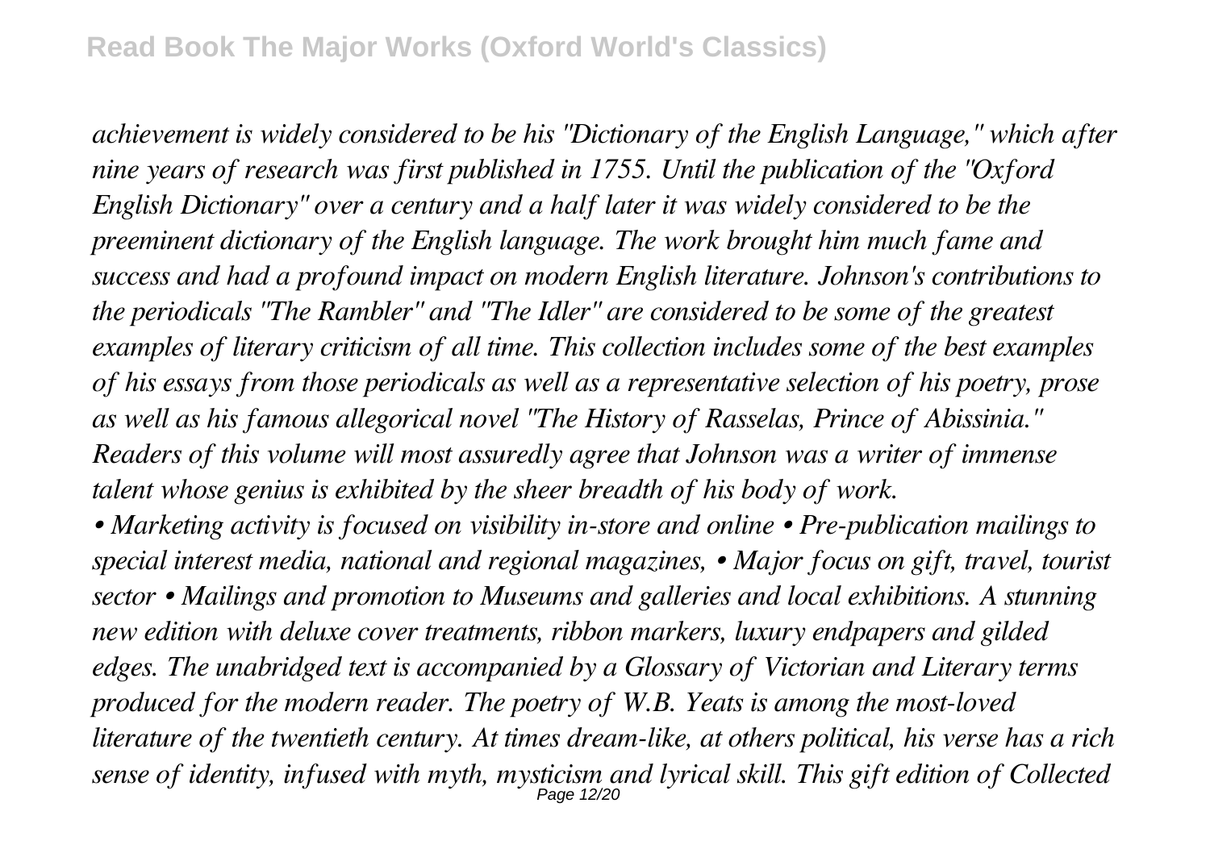*achievement is widely considered to be his "Dictionary of the English Language," which after nine years of research was first published in 1755. Until the publication of the "Oxford English Dictionary" over a century and a half later it was widely considered to be the preeminent dictionary of the English language. The work brought him much fame and success and had a profound impact on modern English literature. Johnson's contributions to the periodicals "The Rambler" and "The Idler" are considered to be some of the greatest examples of literary criticism of all time. This collection includes some of the best examples of his essays from those periodicals as well as a representative selection of his poetry, prose as well as his famous allegorical novel "The History of Rasselas, Prince of Abissinia." Readers of this volume will most assuredly agree that Johnson was a writer of immense talent whose genius is exhibited by the sheer breadth of his body of work.*

*• Marketing activity is focused on visibility in-store and online • Pre-publication mailings to special interest media, national and regional magazines, • Major focus on gift, travel, tourist sector • Mailings and promotion to Museums and galleries and local exhibitions. A stunning new edition with deluxe cover treatments, ribbon markers, luxury endpapers and gilded edges. The unabridged text is accompanied by a Glossary of Victorian and Literary terms produced for the modern reader. The poetry of W.B. Yeats is among the most-loved literature of the twentieth century. At times dream-like, at others political, his verse has a rich sense of identity, infused with myth, mysticism and lyrical skill. This gift edition of Collected*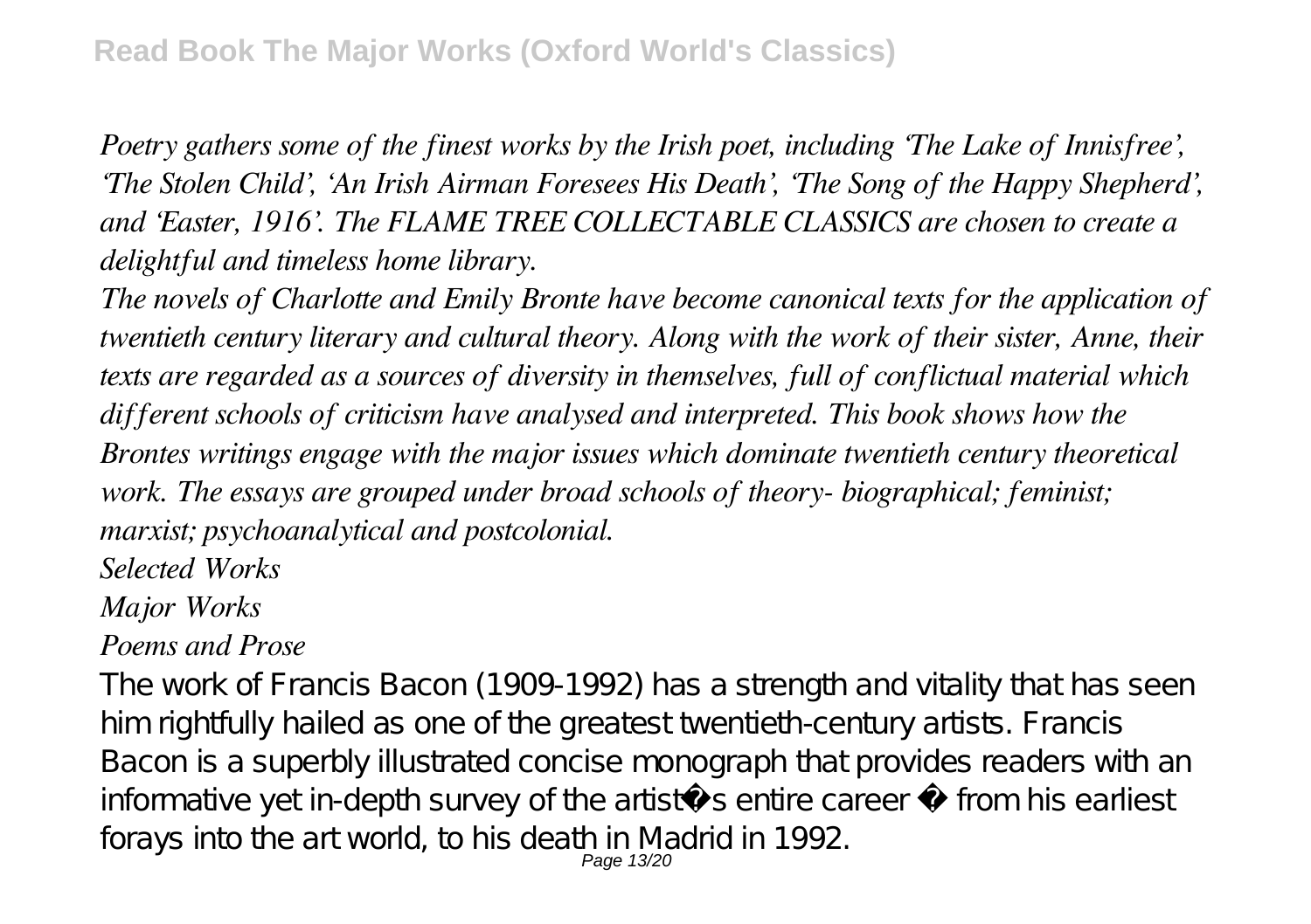*Poetry gathers some of the finest works by the Irish poet, including 'The Lake of Innisfree', 'The Stolen Child', 'An Irish Airman Foresees His Death', 'The Song of the Happy Shepherd', and 'Easter, 1916'. The FLAME TREE COLLECTABLE CLASSICS are chosen to create a delightful and timeless home library.*

*The novels of Charlotte and Emily Bronte have become canonical texts for the application of twentieth century literary and cultural theory. Along with the work of their sister, Anne, their texts are regarded as a sources of diversity in themselves, full of conflictual material which different schools of criticism have analysed and interpreted. This book shows how the Brontes writings engage with the major issues which dominate twentieth century theoretical work. The essays are grouped under broad schools of theory- biographical; feminist; marxist; psychoanalytical and postcolonial.*

*Selected Works*

*Major Works*

*Poems and Prose*

The work of Francis Bacon (1909-1992) has a strength and vitality that has seen him rightfully hailed as one of the greatest twentieth-century artists. Francis Bacon is a superbly illustrated concise monograph that provides readers with an informative yet in-depth survey of the artist�s entire career � from his earliest forays into the art world, to his death in Madrid in 1992.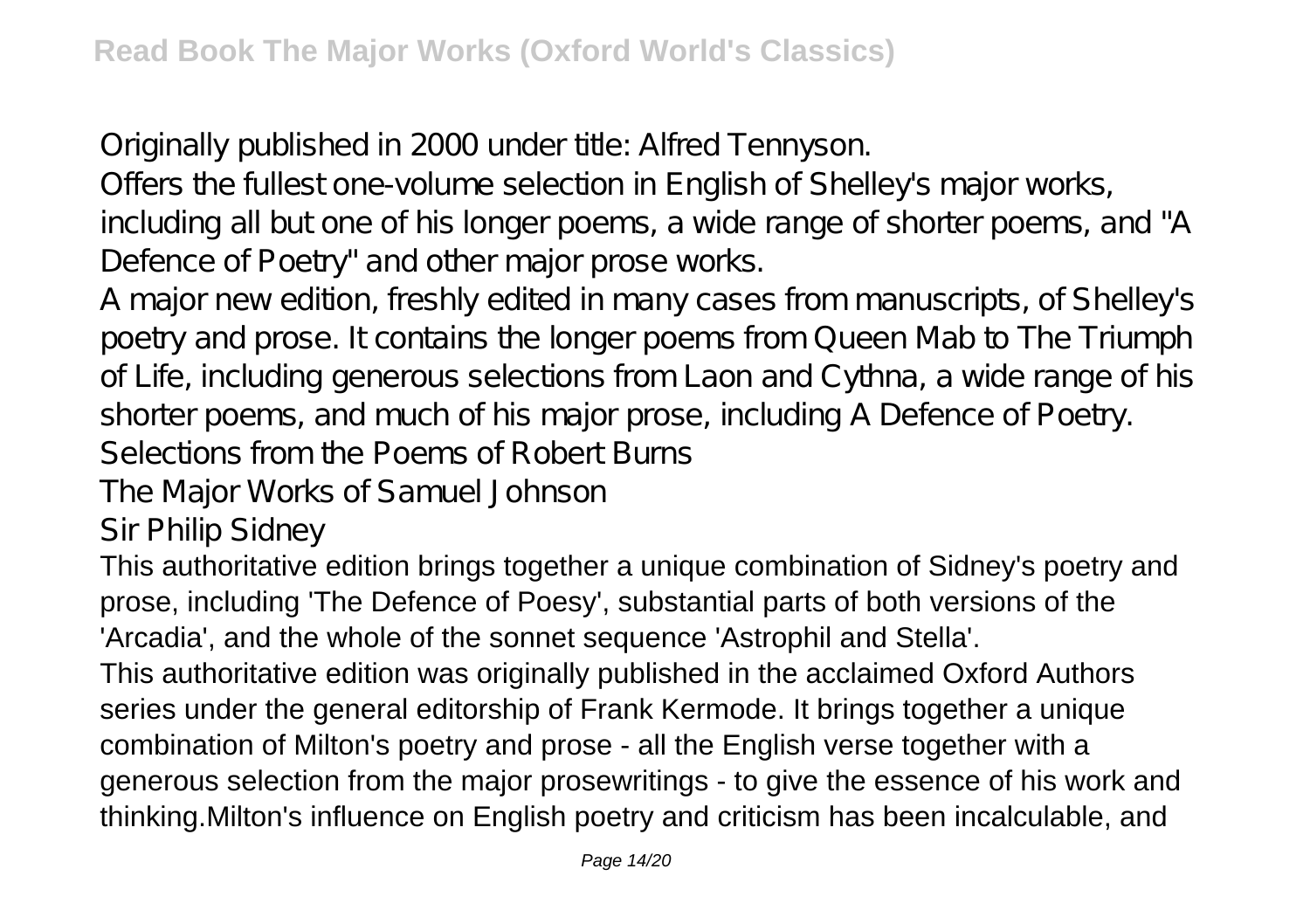Originally published in 2000 under title: Alfred Tennyson.

Offers the fullest one-volume selection in English of Shelley's major works, including all but one of his longer poems, a wide range of shorter poems, and "A Defence of Poetry" and other major prose works.

A major new edition, freshly edited in many cases from manuscripts, of Shelley's poetry and prose. It contains the longer poems from Queen Mab to The Triumph of Life, including generous selections from Laon and Cythna, a wide range of his shorter poems, and much of his major prose, including A Defence of Poetry.

Selections from the Poems of Robert Burns

The Major Works of Samuel Johnson

Sir Philip Sidney

This authoritative edition brings together a unique combination of Sidney's poetry and prose, including 'The Defence of Poesy', substantial parts of both versions of the 'Arcadia', and the whole of the sonnet sequence 'Astrophil and Stella'.

This authoritative edition was originally published in the acclaimed Oxford Authors series under the general editorship of Frank Kermode. It brings together a unique combination of Milton's poetry and prose - all the English verse together with a generous selection from the major prosewritings - to give the essence of his work and thinking.Milton's influence on English poetry and criticism has been incalculable, and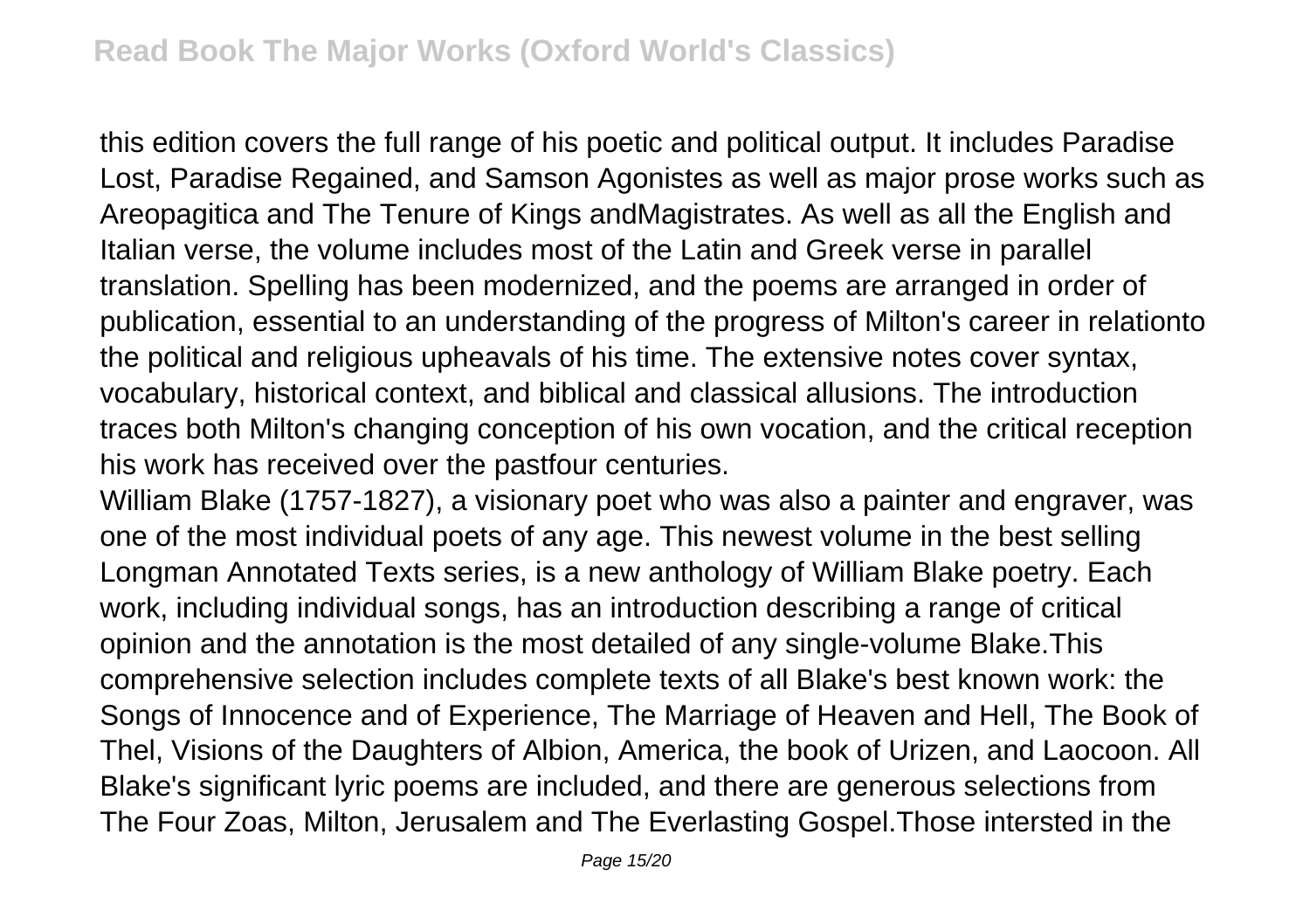this edition covers the full range of his poetic and political output. It includes Paradise Lost, Paradise Regained, and Samson Agonistes as well as major prose works such as Areopagitica and The Tenure of Kings andMagistrates. As well as all the English and Italian verse, the volume includes most of the Latin and Greek verse in parallel translation. Spelling has been modernized, and the poems are arranged in order of publication, essential to an understanding of the progress of Milton's career in relationto the political and religious upheavals of his time. The extensive notes cover syntax, vocabulary, historical context, and biblical and classical allusions. The introduction traces both Milton's changing conception of his own vocation, and the critical reception his work has received over the pastfour centuries.

William Blake (1757-1827), a visionary poet who was also a painter and engraver, was one of the most individual poets of any age. This newest volume in the best selling Longman Annotated Texts series, is a new anthology of William Blake poetry. Each work, including individual songs, has an introduction describing a range of critical opinion and the annotation is the most detailed of any single-volume Blake.This comprehensive selection includes complete texts of all Blake's best known work: the Songs of Innocence and of Experience, The Marriage of Heaven and Hell, The Book of Thel, Visions of the Daughters of Albion, America, the book of Urizen, and Laocoon. All Blake's significant lyric poems are included, and there are generous selections from The Four Zoas, Milton, Jerusalem and The Everlasting Gospel.Those intersted in the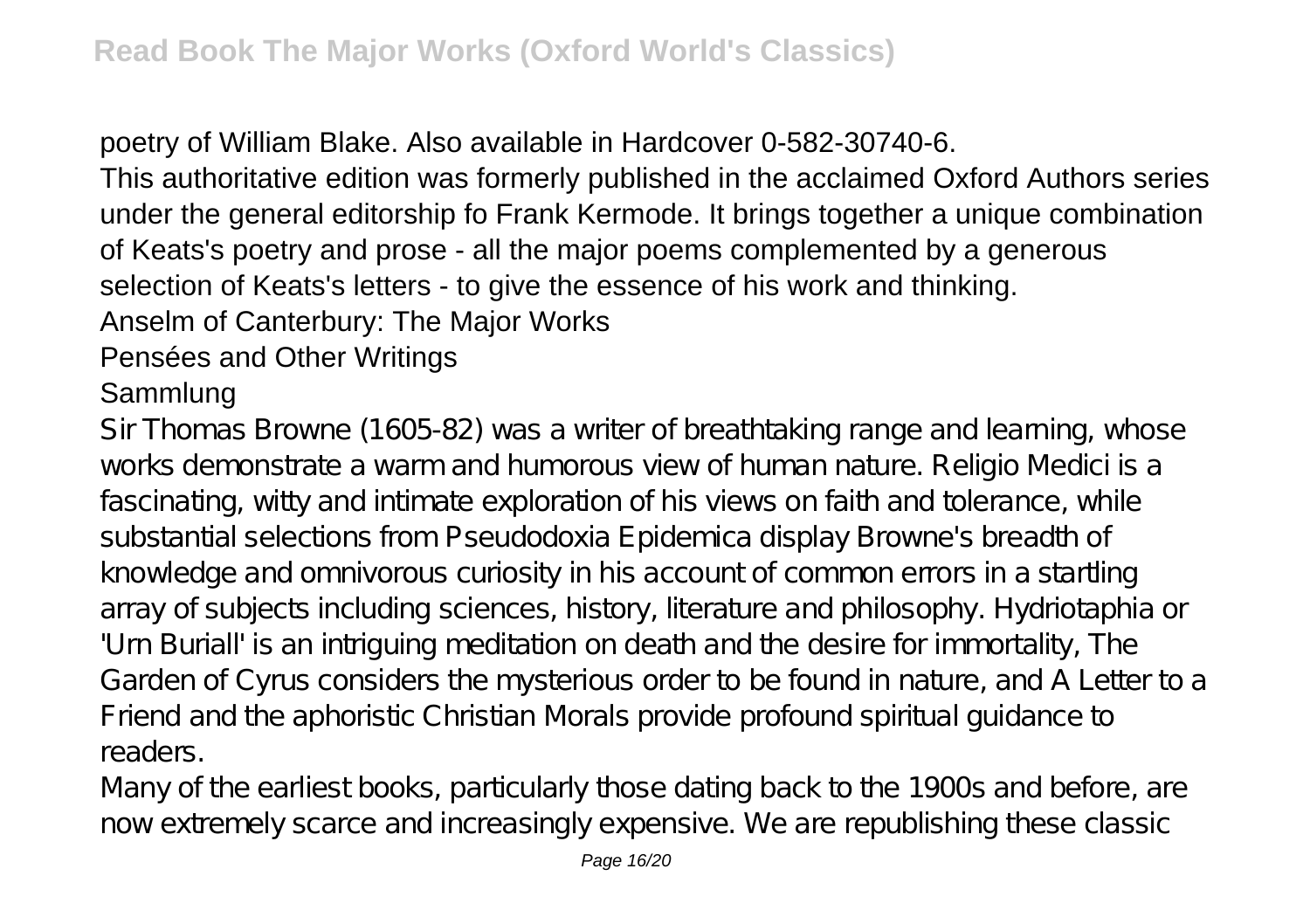poetry of William Blake. Also available in Hardcover 0-582-30740-6.

This authoritative edition was formerly published in the acclaimed Oxford Authors series under the general editorship fo Frank Kermode. It brings together a unique combination of Keats's poetry and prose - all the major poems complemented by a generous selection of Keats's letters - to give the essence of his work and thinking.

Anselm of Canterbury: The Major Works

Pensées and Other Writings

Sammlung

Sir Thomas Browne (1605-82) was a writer of breathtaking range and learning, whose works demonstrate a warm and humorous view of human nature. Religio Medici is a fascinating, witty and intimate exploration of his views on faith and tolerance, while substantial selections from Pseudodoxia Epidemica display Browne's breadth of knowledge and omnivorous curiosity in his account of common errors in a startling array of subjects including sciences, history, literature and philosophy. Hydriotaphia or 'Urn Buriall' is an intriguing meditation on death and the desire for immortality, The Garden of Cyrus considers the mysterious order to be found in nature, and A Letter to a Friend and the aphoristic Christian Morals provide profound spiritual guidance to readers.

Many of the earliest books, particularly those dating back to the 1900s and before, are now extremely scarce and increasingly expensive. We are republishing these classic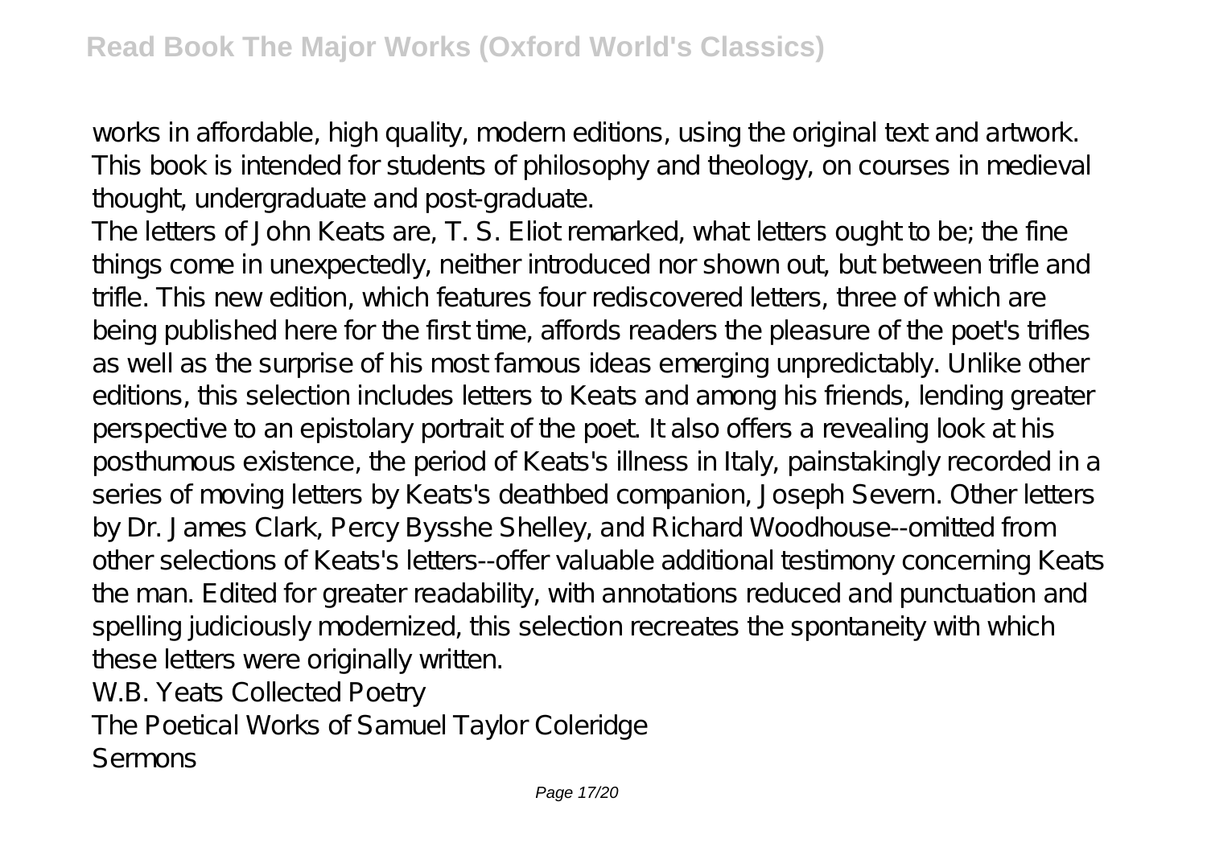works in affordable, high quality, modern editions, using the original text and artwork. This book is intended for students of philosophy and theology, on courses in medieval thought, undergraduate and post-graduate.

The letters of John Keats are, T. S. Eliot remarked, what letters ought to be; the fine things come in unexpectedly, neither introduced nor shown out, but between trifle and trifle. This new edition, which features four rediscovered letters, three of which are being published here for the first time, affords readers the pleasure of the poet's trifles as well as the surprise of his most famous ideas emerging unpredictably. Unlike other editions, this selection includes letters to Keats and among his friends, lending greater perspective to an epistolary portrait of the poet. It also offers a revealing look at his posthumous existence, the period of Keats's illness in Italy, painstakingly recorded in a series of moving letters by Keats's deathbed companion, Joseph Severn. Other letters by Dr. James Clark, Percy Bysshe Shelley, and Richard Woodhouse--omitted from other selections of Keats's letters--offer valuable additional testimony concerning Keats the man. Edited for greater readability, with annotations reduced and punctuation and spelling judiciously modernized, this selection recreates the spontaneity with which these letters were originally written.

W.B. Yeats Collected Poetry

The Poetical Works of Samuel Taylor Coleridge

Sermons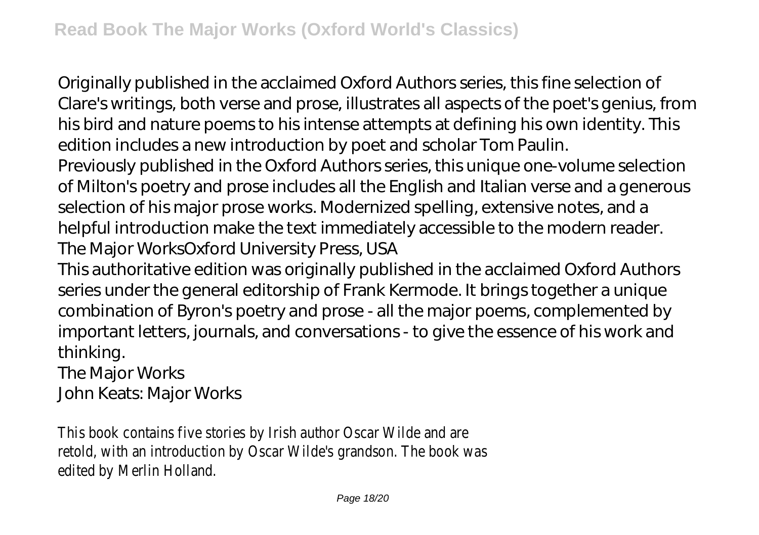Originally published in the acclaimed Oxford Authors series, this fine selection of Clare's writings, both verse and prose, illustrates all aspects of the poet's genius, from his bird and nature poems to his intense attempts at defining his own identity. This edition includes a new introduction by poet and scholar Tom Paulin.

Previously published in the Oxford Authors series, this unique one-volume selection of Milton's poetry and prose includes all the English and Italian verse and a generous selection of his major prose works. Modernized spelling, extensive notes, and a helpful introduction make the text immediately accessible to the modern reader.

The Major WorksOxford University Press, USA

This authoritative edition was originally published in the acclaimed Oxford Authors series under the general editorship of Frank Kermode. It brings together a unique combination of Byron's poetry and prose - all the major poems, complemented by important letters, journals, and conversations - to give the essence of his work and thinking.

The Major Works

John Keats: Major Works

This book contains five stories by Irish author Oscar Wilde and are retold, with an introduction by Oscar Wilde's grandson. The book was edited by Merlin Holland.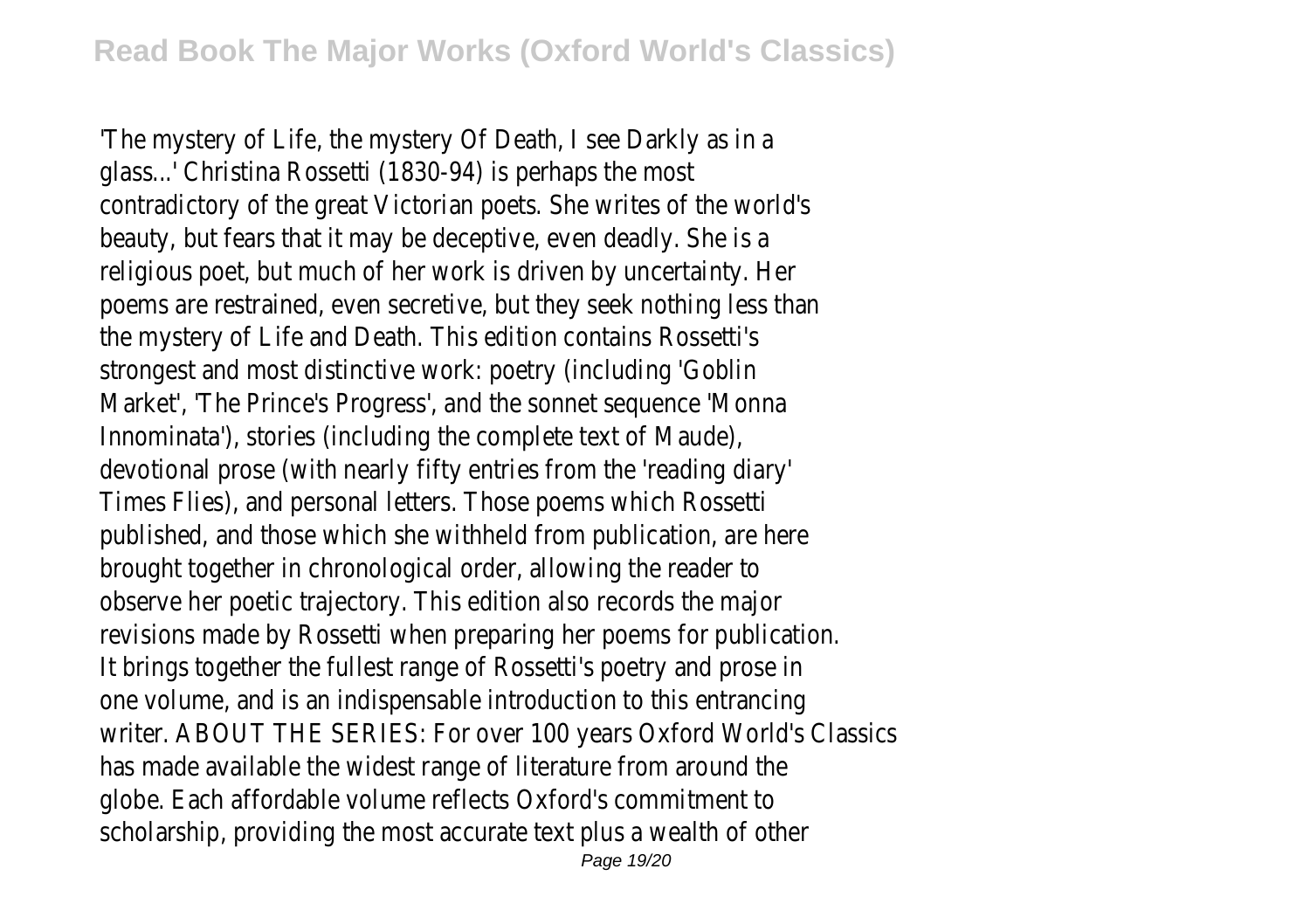'The mystery of Life, the mystery Of Death, I see Darkly as in a glass...' Christina Rossetti (1830-94) is perhaps the most contradictory of the great Victorian poets. She writes of the world's beauty, but fears that it may be deceptive, even deadly. She is a religious poet, but much of her work is driven by uncertainty. Her poems are restrained, even secretive, but they seek nothing less than the mystery of Life and Death. This edition contains Rossetti's strongest and most distinctive work: poetry (including 'Goblin Market', 'The Prince's Progress', and the sonnet sequence 'Monna Innominata'), stories (including the complete text of Maude), devotional prose (with nearly fifty entries from the 'reading diary' Times Flies), and personal letters. Those poems which Rossetti published, and those which she withheld from publication, are here brought together in chronological order, allowing the reader to observe her poetic trajectory. This edition also records the major revisions made by Rossetti when preparing her poems for publication. It brings together the fullest range of Rossetti's poetry and prose in one volume, and is an indispensable introduction to this entrancing writer. ABOUT THE SERIES: For over 100 years Oxford World's Classics has made available the widest range of literature from around the globe. Each affordable volume reflects Oxford's commitment to scholarship, providing the most accurate text plus a wealth of other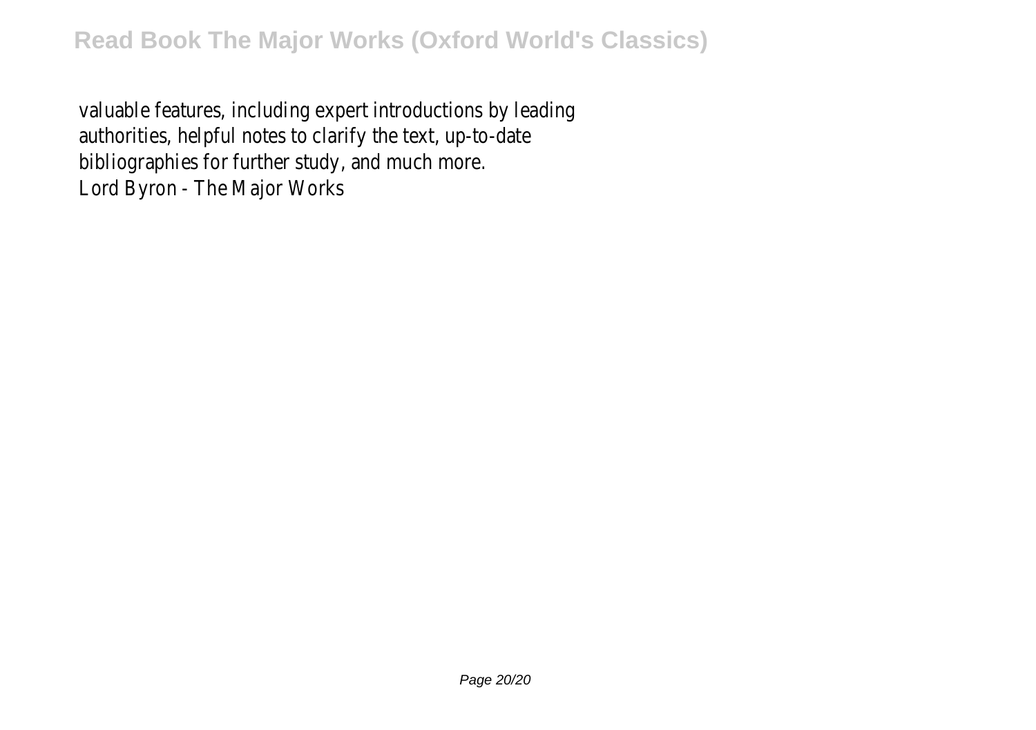valuable features, including expert introductions by leading authorities, helpful notes to clarify the text, up-to-date bibliographies for further study, and much more.

Lord Byron - The Major Works